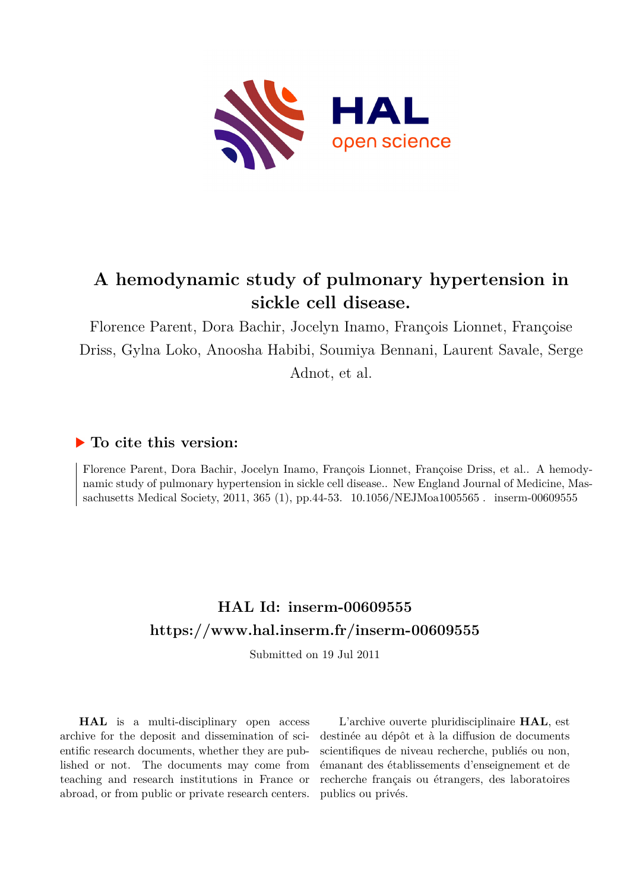# A hemodynamic study of pulmonary hypertension in sickle cell disease.

Florence Parent, Dora Bachir, Jocelyn Inamo, François Lionnet, Françoise Driss, Gylna Loko, Anoosha Habibi, Soumiya Bennani, Laurent Savale, Serge Adnot, et al.

## ▶ To cite this version:

Florence Parent, Dora Bachir, Jocelyn Inamo, François Lionnet, Françoise Driss, et al.. A hemodynamic study of pulmonary hypertension in sickle cell disease.. New England Journal of Medicine, Massachusetts Medical Society, 2011, 365 (1), pp.44-53. 10.1056/NEJMoa1005565 . inserm-00609555

## HAL Id: inserm-00609555
## https://www.hal.inserm.fr/inserm-00609555

Submitted on 19 Jul 2011

**HAL** is a multi-disciplinary open access archive for the deposit and dissemination of scientific research documents, whether they are published or not. The documents may come from teaching and research institutions in France or abroad, or from public or private research centers.

L'archive ouverte pluridisciplinaire **HAL**, est destinée au dépôt et à la diffusion de documents scientifiques de niveau recherche, publiés ou non, émanant des établissements d'enseignement et de recherche français ou étrangers, des laboratoires publics ou privés.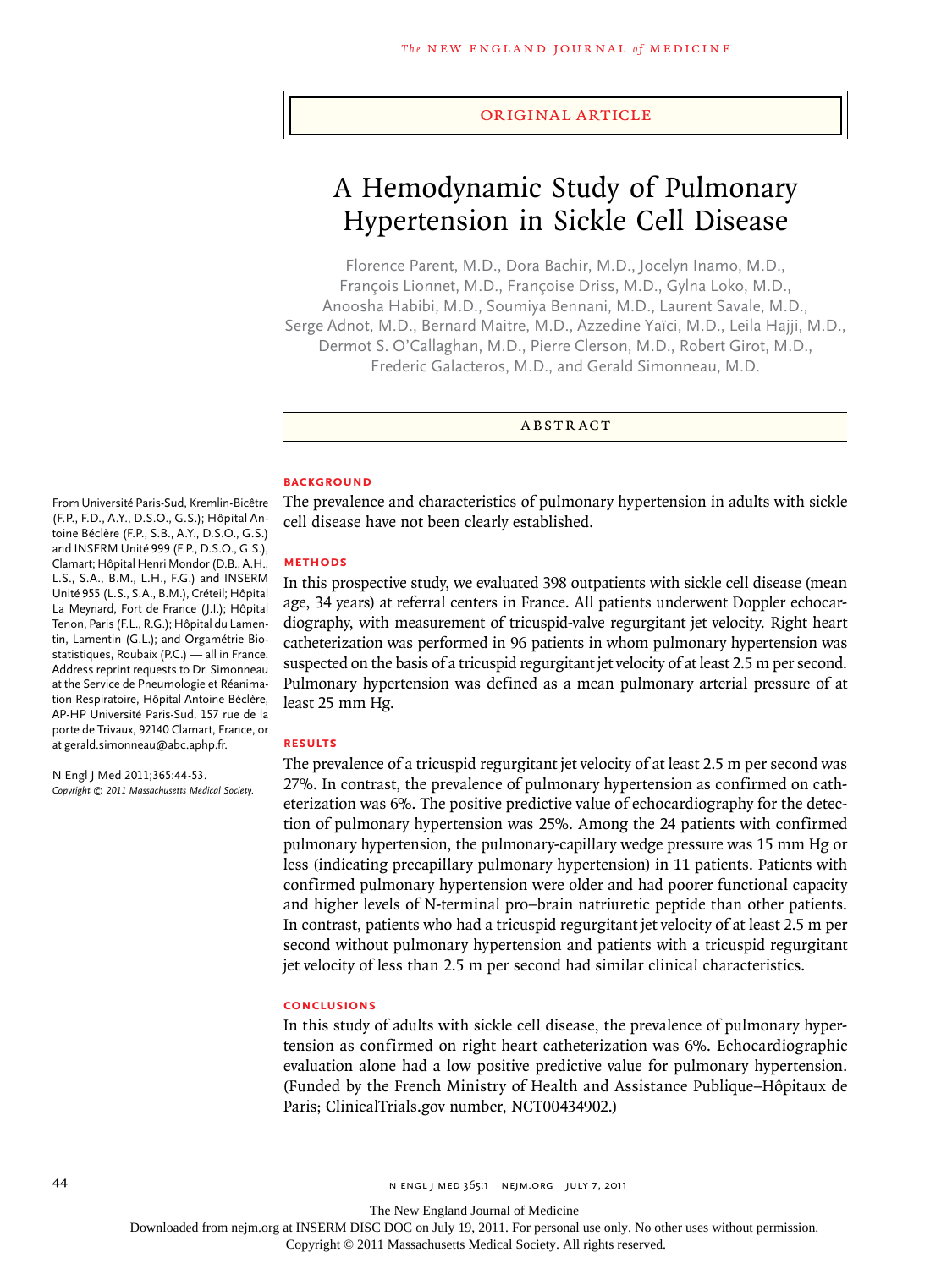ORIGINAL ARTICLE

# A Hemodynamic Study of Pulmonary Hypertension in Sickle Cell Disease

Florence Parent, M.D., Dora Bachir, M.D., Jocelyn Inamo, M.D., François Lionnet, M.D., Françoise Driss, M.D., Gylna Loko, M.D., Anoosha Habibi, M.D., Soumiya Bennani, M.D., Laurent Savale, M.D., Serge Adnot, M.D., Bernard Maitre, M.D., Azzedine Yaïci, M.D., Leila Hajji, M.D., Dermot S. O'Callaghan, M.D., Pierre Clerson, M.D., Robert Girot, M.D., Frederic Galacteros, M.D., and Gerald Simonneau, M.D.

## ABSTRACT

### BACKGROUND

The prevalence and characteristics of pulmonary hypertension in adults with sickle cell disease have not been clearly established.

### METHODS

In this prospective study, we evaluated 398 outpatients with sickle cell disease (mean age, 34 years) at referral centers in France. All patients underwent Doppler echocardiography, with measurement of tricuspid-valve regurgitant jet velocity. Right heart catheterization was performed in 96 patients in whom pulmonary hypertension was suspected on the basis of a tricuspid regurgitant jet velocity of at least 2.5 m per second. Pulmonary hypertension was defined as a mean pulmonary arterial pressure of at least 25 mm Hg.

### RESULTS

The prevalence of a tricuspid regurgitant jet velocity of at least 2.5 m per second was 27%. In contrast, the prevalence of pulmonary hypertension as confirmed on catheterization was 6%. The positive predictive value of echocardiography for the detection of pulmonary hypertension was 25%. Among the 24 patients with confirmed pulmonary hypertension, the pulmonary-capillary wedge pressure was 15 mm Hg or less (indicating precapillary pulmonary hypertension) in 11 patients. Patients with confirmed pulmonary hypertension were older and had poorer functional capacity and higher levels of N-terminal pro–brain natriuretic peptide than other patients. In contrast, patients who had a tricuspid regurgitant jet velocity of at least 2.5 m per second without pulmonary hypertension and patients with a tricuspid regurgitant jet velocity of less than 2.5 m per second had similar clinical characteristics.

### CONCLUSIONS

In this study of adults with sickle cell disease, the prevalence of pulmonary hypertension as confirmed on right heart catheterization was 6%. Echocardiographic evaluation alone had a low positive predictive value for pulmonary hypertension. (Funded by the French Ministry of Health and Assistance Publique–Hôpitaux de Paris; ClinicalTrials.gov number, NCT00434902.)

From Université Paris-Sud, Kremlin-Bicêtre (F.P., F.D., A.Y., D.S.O., G.S.); Hôpital Antoine Béclère (F.P., S.B., A.Y., D.S.O., G.S.) and INSERM Unité 999 (F.P., D.S.O., G.S.), Clamart; Hôpital Henri Mondor (D.B., A.H., L.S., S.A., B.M., L.H., F.G.) and INSERM Unité 955 (L.S., S.A., B.M.), Créteil; Hôpital La Meynard, Fort de France (J.I.); Hôpital Tenon, Paris (F.L., R.G.); Hôpital du Lamentin, Lamentin (G.L.); and Orgamétrie Biostatistiques, Roubaix (P.C.) — all in France. Address reprint requests to Dr. Simonneau at the Service de Pneumologie et Réanimation Respiratoire, Hôpital Antoine Béclère, AP-HP Université Paris-Sud, 157 rue de la porte de Trivaux, 92140 Clamart, France, or at gerald.simonneau@abc.aphp.fr.

N Engl J Med 2011;365:44-53.
*Copyright © 2011 Massachusetts Medical Society.*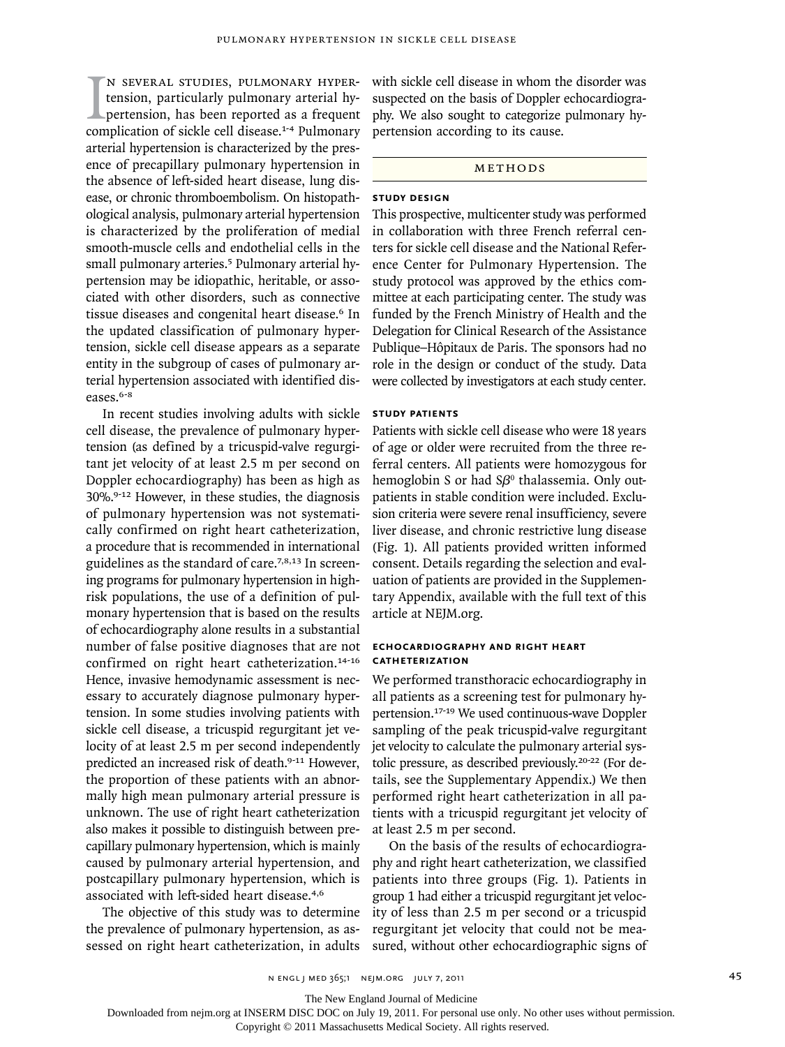In several studies, pulmonary hypertension, particularly pulmonary arterial hypertension, has been reported as a frequent complication of sickle cell disease.[1-4] Pulmonary arterial hypertension is characterized by the presence of precapillary pulmonary hypertension in the absence of left-sided heart disease, lung disease, or chronic thromboembolism. On histopathological analysis, pulmonary arterial hypertension is characterized by the proliferation of medial smooth-muscle cells and endothelial cells in the small pulmonary arteries.[5] Pulmonary arterial hypertension may be idiopathic, heritable, or associated with other disorders, such as connective tissue diseases and congenital heart disease.[6] In the updated classification of pulmonary hypertension, sickle cell disease appears as a separate entity in the subgroup of cases of pulmonary arterial hypertension associated with identified diseases.[6-8]

In recent studies involving adults with sickle cell disease, the prevalence of pulmonary hypertension (as defined by a tricuspid-valve regurgitant jet velocity of at least 2.5 m per second on Doppler echocardiography) has been as high as 30%.[9-12] However, in these studies, the diagnosis of pulmonary hypertension was not systematically confirmed on right heart catheterization, a procedure that is recommended in international guidelines as the standard of care.[7,8,13] In screening programs for pulmonary hypertension in high-risk populations, the use of a definition of pulmonary hypertension that is based on the results of echocardiography alone results in a substantial number of false positive diagnoses that are not confirmed on right heart catheterization.[14-16] Hence, invasive hemodynamic assessment is necessary to accurately diagnose pulmonary hypertension. In some studies involving patients with sickle cell disease, a tricuspid regurgitant jet velocity of at least 2.5 m per second independently predicted an increased risk of death.[9-11] However, the proportion of these patients with an abnormally high mean pulmonary arterial pressure is unknown. The use of right heart catheterization also makes it possible to distinguish between precapillary pulmonary hypertension, which is mainly caused by pulmonary arterial hypertension, and postcapillary pulmonary hypertension, which is associated with left-sided heart disease.[4,6]

The objective of this study was to determine the prevalence of pulmonary hypertension, as assessed on right heart catheterization, in adults with sickle cell disease in whom the disorder was suspected on the basis of Doppler echocardiography. We also sought to categorize pulmonary hypertension according to its cause.

## Methods

### Study Design

This prospective, multicenter study was performed in collaboration with three French referral centers for sickle cell disease and the National Reference Center for Pulmonary Hypertension. The study protocol was approved by the ethics committee at each participating center. The study was funded by the French Ministry of Health and the Delegation for Clinical Research of the Assistance Publique–Hôpitaux de Paris. The sponsors had no role in the design or conduct of the study. Data were collected by investigators at each study center.

### Study Patients

Patients with sickle cell disease who were 18 years of age or older were recruited from the three referral centers. All patients were homozygous for hemoglobin S or had $S\beta^0$ thalassemia. Only outpatients in stable condition were included. Exclusion criteria were severe renal insufficiency, severe liver disease, and chronic restrictive lung disease (Fig. 1). All patients provided written informed consent. Details regarding the selection and evaluation of patients are provided in the Supplementary Appendix, available with the full text of this article at NEJM.org.

### Echocardiography and Right Heart Catheterization

We performed transthoracic echocardiography in all patients as a screening test for pulmonary hypertension.[17-19] We used continuous-wave Doppler sampling of the peak tricuspid-valve regurgitant jet velocity to calculate the pulmonary arterial systolic pressure, as described previously.[20-22] (For details, see the Supplementary Appendix.) We then performed right heart catheterization in all patients with a tricuspid regurgitant jet velocity of at least 2.5 m per second.

On the basis of the results of echocardiography and right heart catheterization, we classified patients into three groups (Fig. 1). Patients in group 1 had either a tricuspid regurgitant jet velocity of less than 2.5 m per second or a tricuspid regurgitant jet velocity that could not be measured, without other echocardiographic signs of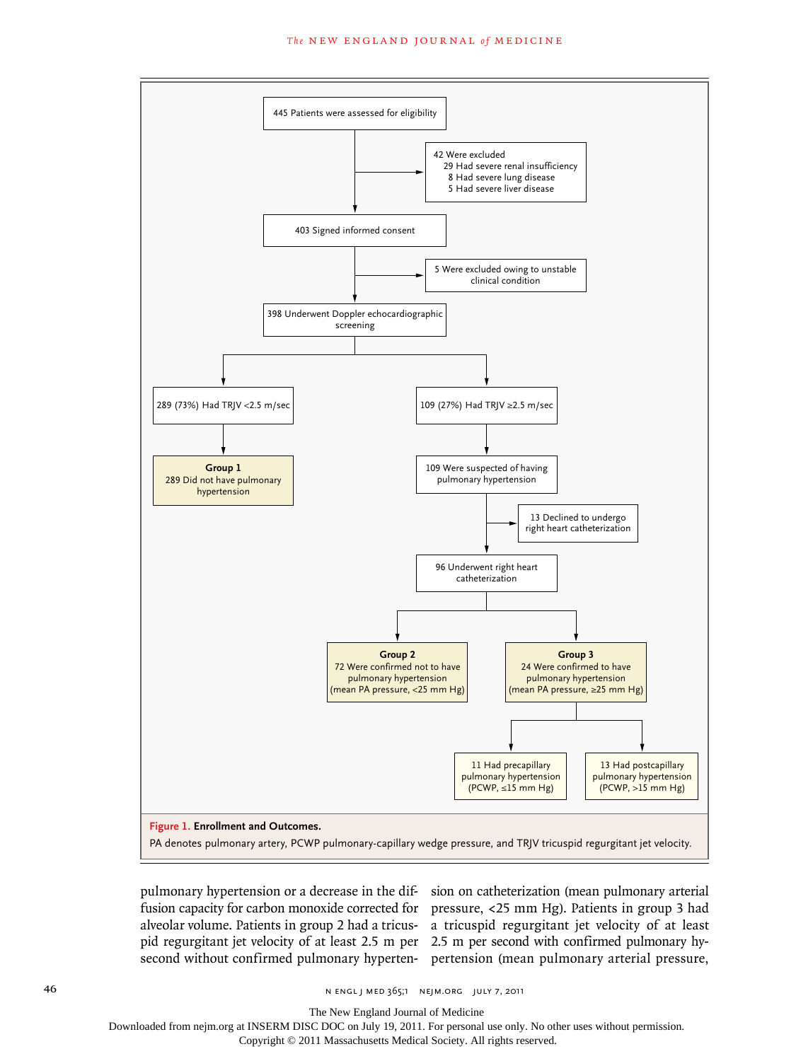445 Patients were assessed for eligibility

42 Were excluded
- 29 Had severe renal insufficiency
- 8 Had severe lung disease
- 5 Had severe liver disease

403 Signed informed consent

5 Were excluded owing to unstable clinical condition

398 Underwent Doppler echocardiographic screening

289 (73%) Had TRJV <2.5 m/sec

**Group 1**
289 Did not have pulmonary hypertension

109 (27%) Had TRJV ≥2.5 m/sec

109 Were suspected of having pulmonary hypertension

13 Declined to undergo right heart catheterization

96 Underwent right heart catheterization

**Group 2**
72 Were confirmed not to have pulmonary hypertension (mean PA pressure, <25 mm Hg)

**Group 3**
24 Were confirmed to have pulmonary hypertension (mean PA pressure, ≥25 mm Hg)

11 Had precapillary pulmonary hypertension (PCWP, ≤15 mm Hg)

13 Had postcapillary pulmonary hypertension (PCWP, >15 mm Hg)

**Figure 1. Enrollment and Outcomes.**
PA denotes pulmonary artery, PCWP pulmonary-capillary wedge pressure, and TRJV tricuspid regurgitant jet velocity.

pulmonary hypertension or a decrease in the diffusion capacity for carbon monoxide corrected for alveolar volume. Patients in group 2 had a tricuspid regurgitant jet velocity of at least 2.5 m per second without confirmed pulmonary hypertension on catheterization (mean pulmonary arterial pressure, <25 mm Hg). Patients in group 3 had a tricuspid regurgitant jet velocity of at least 2.5 m per second with confirmed pulmonary hypertension (mean pulmonary arterial pressure,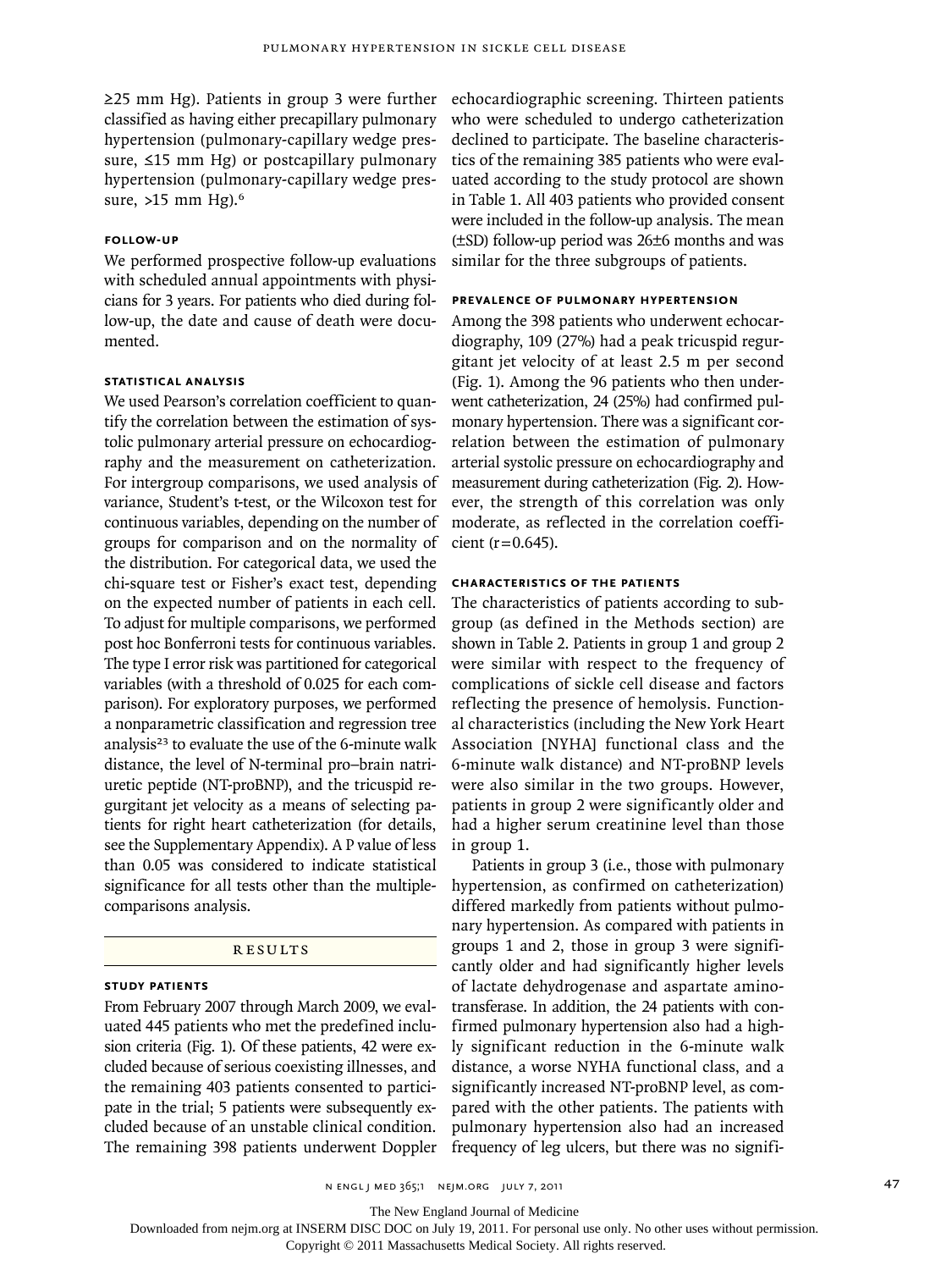≥25 mm Hg). Patients in group 3 were further classified as having either precapillary pulmonary hypertension (pulmonary-capillary wedge pressure, ≤15 mm Hg) or postcapillary pulmonary hypertension (pulmonary-capillary wedge pressure, >15 mm Hg).[6]

### FOLLOW-UP

We performed prospective follow-up evaluations with scheduled annual appointments with physicians for 3 years. For patients who died during follow-up, the date and cause of death were documented.

### STATISTICAL ANALYSIS

We used Pearson's correlation coefficient to quantify the correlation between the estimation of systolic pulmonary arterial pressure on echocardiography and the measurement on catheterization. For intergroup comparisons, we used analysis of variance, Student's t-test, or the Wilcoxon test for continuous variables, depending on the number of groups for comparison and on the normality of the distribution. For categorical data, we used the chi-square test or Fisher's exact test, depending on the expected number of patients in each cell. To adjust for multiple comparisons, we performed post hoc Bonferroni tests for continuous variables. The type I error risk was partitioned for categorical variables (with a threshold of 0.025 for each comparison). For exploratory purposes, we performed a nonparametric classification and regression tree analysis[23] to evaluate the use of the 6-minute walk distance, the level of N-terminal pro–brain natriuretic peptide (NT-proBNP), and the tricuspid regurgitant jet velocity as a means of selecting patients for right heart catheterization (for details, see the Supplementary Appendix). A P value of less than 0.05 was considered to indicate statistical significance for all tests other than the multiple-comparisons analysis.

## RESULTS

### STUDY PATIENTS

From February 2007 through March 2009, we evaluated 445 patients who met the predefined inclusion criteria (Fig. 1). Of these patients, 42 were excluded because of serious coexisting illnesses, and the remaining 403 patients consented to participate in the trial; 5 patients were subsequently excluded because of an unstable clinical condition. The remaining 398 patients underwent Doppler echocardiographic screening. Thirteen patients who were scheduled to undergo catheterization declined to participate. The baseline characteristics of the remaining 385 patients who were evaluated according to the study protocol are shown in Table 1. All 403 patients who provided consent were included in the follow-up analysis. The mean (±SD) follow-up period was 26±6 months and was similar for the three subgroups of patients.

### PREVALENCE OF PULMONARY HYPERTENSION

Among the 398 patients who underwent echocardiography, 109 (27%) had a peak tricuspid regurgitant jet velocity of at least 2.5 m per second (Fig. 1). Among the 96 patients who then underwent catheterization, 24 (25%) had confirmed pulmonary hypertension. There was a significant correlation between the estimation of pulmonary arterial systolic pressure on echocardiography and measurement during catheterization (Fig. 2). However, the strength of this correlation was only moderate, as reflected in the correlation coefficient ($r=0.645$).

### CHARACTERISTICS OF THE PATIENTS

The characteristics of patients according to subgroup (as defined in the Methods section) are shown in Table 2. Patients in group 1 and group 2 were similar with respect to the frequency of complications of sickle cell disease and factors reflecting the presence of hemolysis. Functional characteristics (including the New York Heart Association [NYHA] functional class and the 6-minute walk distance) and NT-proBNP levels were also similar in the two groups. However, patients in group 2 were significantly older and had a higher serum creatinine level than those in group 1.

Patients in group 3 (i.e., those with pulmonary hypertension, as confirmed on catheterization) differed markedly from patients without pulmonary hypertension. As compared with patients in groups 1 and 2, those in group 3 were significantly older and had significantly higher levels of lactate dehydrogenase and aspartate aminotransferase. In addition, the 24 patients with confirmed pulmonary hypertension also had a highly significant reduction in the 6-minute walk distance, a worse NYHA functional class, and a significantly increased NT-proBNP level, as compared with the other patients. The patients with pulmonary hypertension also had an increased frequency of leg ulcers, but there was no signifi-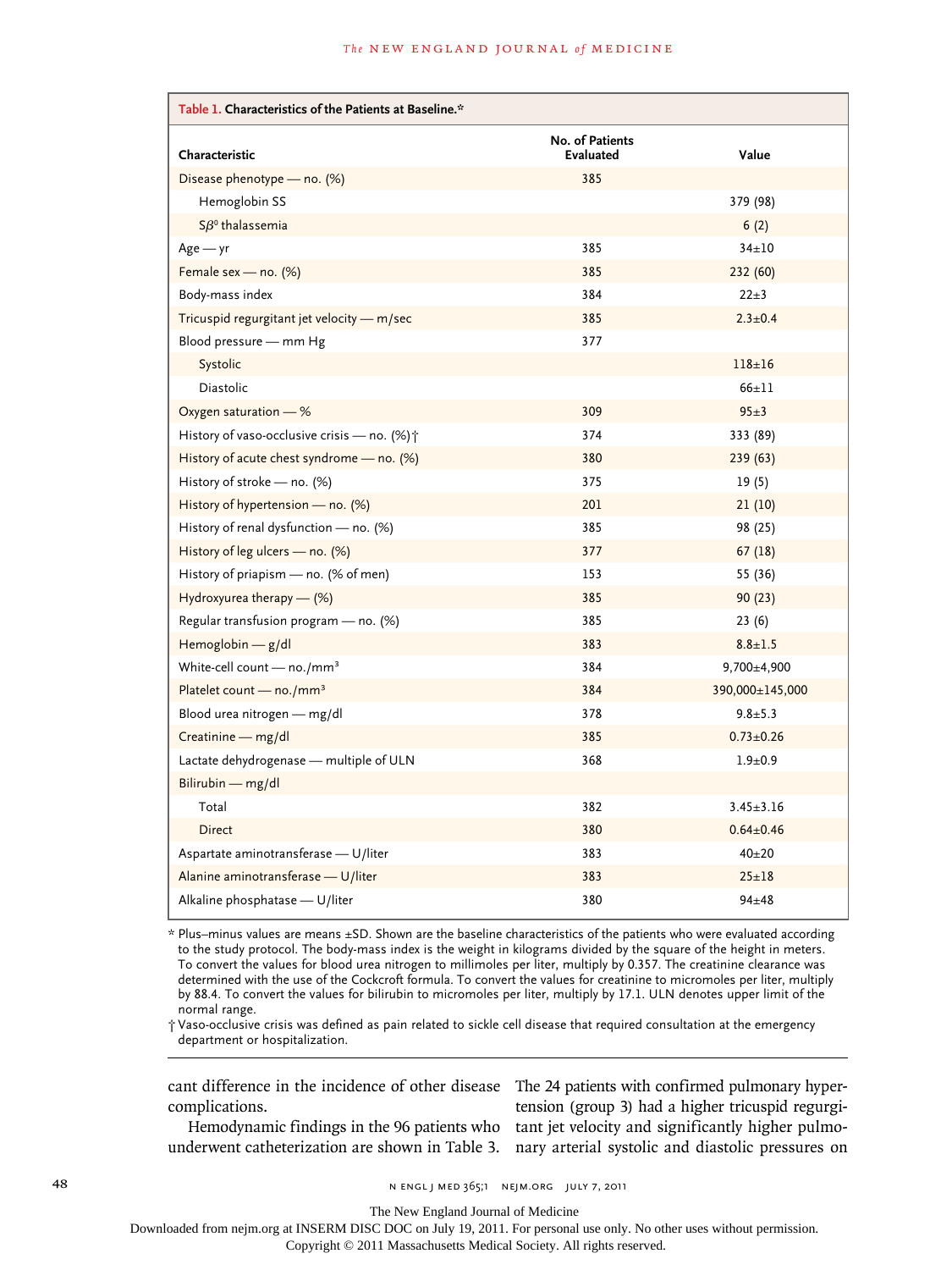**Table 1. Characteristics of the Patients at Baseline.***

| Characteristic | No. of Patients Evaluated | Value |
|---|---|---|
| Disease phenotype — no. (%) | 385 | |
| Hemoglobin SS | | 379 (98) |
| $S\beta^0$ thalassemia | | 6 (2) |
| Age — yr | 385 | 34±10 |
| Female sex — no. (%) | 385 | 232 (60) |
| Body-mass index | 384 | 22±3 |
| Tricuspid regurgitant jet velocity — m/sec | 385 | 2.3±0.4 |
| Blood pressure — mm Hg | 377 | |
| Systolic | | 118±16 |
| Diastolic | | 66±11 |
| Oxygen saturation — % | 309 | 95±3 |
| History of vaso-occlusive crisis — no. (%)† | 374 | 333 (89) |
| History of acute chest syndrome — no. (%) | 380 | 239 (63) |
| History of stroke — no. (%) | 375 | 19 (5) |
| History of hypertension — no. (%) | 201 | 21 (10) |
| History of renal dysfunction — no. (%) | 385 | 98 (25) |
| History of leg ulcers — no. (%) | 377 | 67 (18) |
| History of priapism — no. (% of men) | 153 | 55 (36) |
| Hydroxyurea therapy — (%) | 385 | 90 (23) |
| Regular transfusion program — no. (%) | 385 | 23 (6) |
| Hemoglobin — g/dl | 383 | 8.8±1.5 |
| White-cell count — no./mm³ | 384 | 9,700±4,900 |
| Platelet count — no./mm³ | 384 | 390,000±145,000 |
| Blood urea nitrogen — mg/dl | 378 | 9.8±5.3 |
| Creatinine — mg/dl | 385 | 0.73±0.26 |
| Lactate dehydrogenase — multiple of ULN | 368 | 1.9±0.9 |
| Bilirubin — mg/dl | | |
| Total | 382 | 3.45±3.16 |
| Direct | 380 | 0.64±0.46 |
| Aspartate aminotransferase — U/liter | 383 | 40±20 |
| Alanine aminotransferase — U/liter | 383 | 25±18 |
| Alkaline phosphatase — U/liter | 380 | 94±48 |

\* Plus–minus values are means ±SD. Shown are the baseline characteristics of the patients who were evaluated according to the study protocol. The body-mass index is the weight in kilograms divided by the square of the height in meters. To convert the values for blood urea nitrogen to millimoles per liter, multiply by 0.357. The creatinine clearance was determined with the use of the Cockcroft formula. To convert the values for creatinine to micromoles per liter, multiply by 88.4. To convert the values for bilirubin to micromoles per liter, multiply by 17.1. ULN denotes upper limit of the normal range.

† Vaso-occlusive crisis was defined as pain related to sickle cell disease that required consultation at the emergency department or hospitalization.

cant difference in the incidence of other disease complications.

Hemodynamic findings in the 96 patients who underwent catheterization are shown in Table 3. The 24 patients with confirmed pulmonary hypertension (group 3) had a higher tricuspid regurgitant jet velocity and significantly higher pulmonary arterial systolic and diastolic pressures on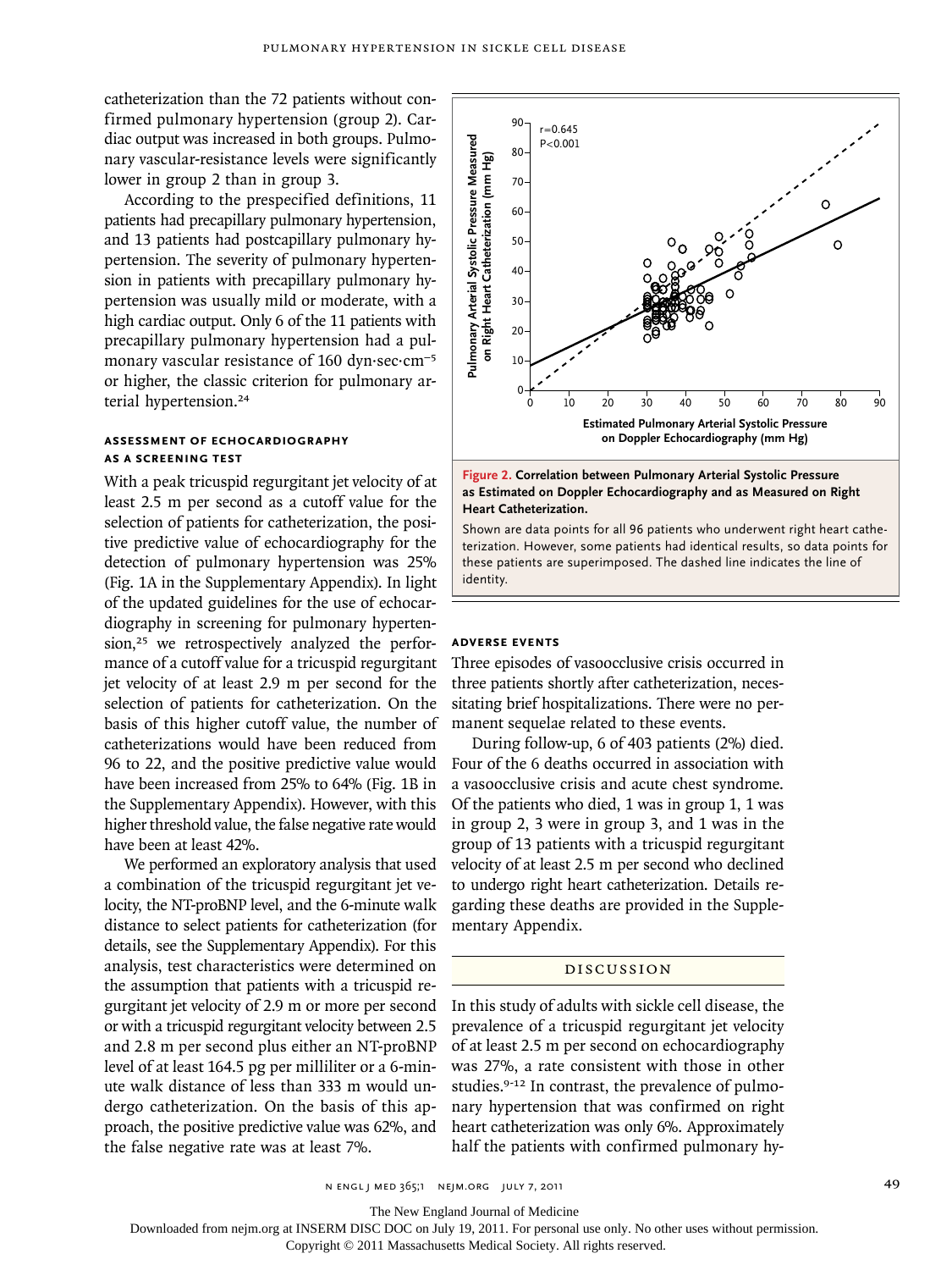catheterization than the 72 patients without confirmed pulmonary hypertension (group 2). Cardiac output was increased in both groups. Pulmonary vascular-resistance levels were significantly lower in group 2 than in group 3.

According to the prespecified definitions, 11 patients had precapillary pulmonary hypertension, and 13 patients had postcapillary pulmonary hypertension. The severity of pulmonary hypertension in patients with precapillary pulmonary hypertension was usually mild or moderate, with a high cardiac output. Only 6 of the 11 patients with precapillary pulmonary hypertension had a pulmonary vascular resistance of 160 dyn·sec·cm$^{-5}$ or higher, the classic criterion for pulmonary arterial hypertension.[24]

### ASSESSMENT OF ECHOCARDIOGRAPHY AS A SCREENING TEST

With a peak tricuspid regurgitant jet velocity of at least 2.5 m per second as a cutoff value for the selection of patients for catheterization, the positive predictive value of echocardiography for the detection of pulmonary hypertension was 25% (Fig. 1A in the Supplementary Appendix). In light of the updated guidelines for the use of echocardiography in screening for pulmonary hypertension,[25] we retrospectively analyzed the performance of a cutoff value for a tricuspid regurgitant jet velocity of at least 2.9 m per second for the selection of patients for catheterization. On the basis of this higher cutoff value, the number of catheterizations would have been reduced from 96 to 22, and the positive predictive value would have been increased from 25% to 64% (Fig. 1B in the Supplementary Appendix). However, with this higher threshold value, the false negative rate would have been at least 42%.

We performed an exploratory analysis that used a combination of the tricuspid regurgitant jet velocity, the NT-proBNP level, and the 6-minute walk distance to select patients for catheterization (for details, see the Supplementary Appendix). For this analysis, test characteristics were determined on the assumption that patients with a tricuspid regurgitant jet velocity of 2.9 m or more per second or with a tricuspid regurgitant velocity between 2.5 and 2.8 m per second plus either an NT-proBNP level of at least 164.5 pg per milliliter or a 6-minute walk distance of less than 333 m would undergo catheterization. On the basis of this approach, the positive predictive value was 62%, and the false negative rate was at least 7%.

**Figure 2. Correlation between Pulmonary Arterial Systolic Pressure as Estimated on Doppler Echocardiography and as Measured on Right Heart Catheterization.**

Shown are data points for all 96 patients who underwent right heart catheterization. However, some patients had identical results, so data points for these patients are superimposed. The dashed line indicates the line of identity.

### ADVERSE EVENTS

Three episodes of vasoocclusive crisis occurred in three patients shortly after catheterization, necessitating brief hospitalizations. There were no permanent sequelae related to these events.

During follow-up, 6 of 403 patients (2%) died. Four of the 6 deaths occurred in association with a vasoocclusive crisis and acute chest syndrome. Of the patients who died, 1 was in group 1, 1 was in group 2, 3 were in group 3, and 1 was in the group of 13 patients with a tricuspid regurgitant velocity of at least 2.5 m per second who declined to undergo right heart catheterization. Details regarding these deaths are provided in the Supplementary Appendix.

## DISCUSSION

In this study of adults with sickle cell disease, the prevalence of a tricuspid regurgitant jet velocity of at least 2.5 m per second on echocardiography was 27%, a rate consistent with those in other studies.[9-12] In contrast, the prevalence of pulmonary hypertension that was confirmed on right heart catheterization was only 6%. Approximately half the patients with confirmed pulmonary hy-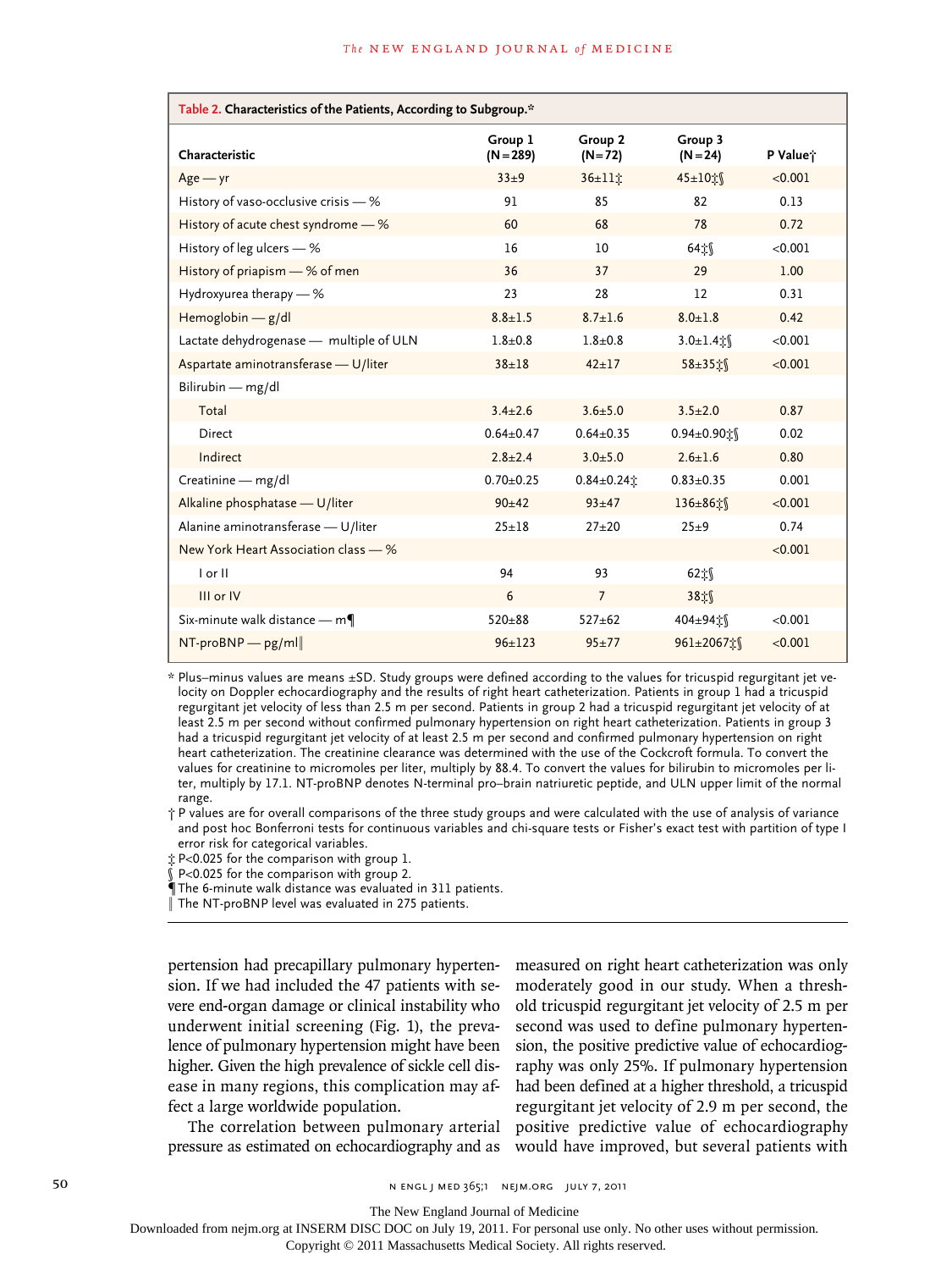**Table 2. Characteristics of the Patients, According to Subgroup.***

| Characteristic | Group 1 (N=289) | Group 2 (N=72) | Group 3 (N=24) | P Value† |
|---|---|---|---|---|
| Age — yr | 33±9 | 36±11‡ | 45±10‡§ | <0.001 |
| History of vaso-occlusive crisis — % | 91 | 85 | 82 | 0.13 |
| History of acute chest syndrome — % | 60 | 68 | 78 | 0.72 |
| History of leg ulcers — % | 16 | 10 | 64‡§ | <0.001 |
| History of priapism — % of men | 36 | 37 | 29 | 1.00 |
| Hydroxyurea therapy — % | 23 | 28 | 12 | 0.31 |
| Hemoglobin — g/dl | 8.8±1.5 | 8.7±1.6 | 8.0±1.8 | 0.42 |
| Lactate dehydrogenase — multiple of ULN | 1.8±0.8 | 1.8±0.8 | 3.0±1.4‡§ | <0.001 |
| Aspartate aminotransferase — U/liter | 38±18 | 42±17 | 58±35‡§ | <0.001 |
| Bilirubin — mg/dl | | | | |
| Total | 3.4±2.6 | 3.6±5.0 | 3.5±2.0 | 0.87 |
| Direct | 0.64±0.47 | 0.64±0.35 | 0.94±0.90‡§ | 0.02 |
| Indirect | 2.8±2.4 | 3.0±5.0 | 2.6±1.6 | 0.80 |
| Creatinine — mg/dl | 0.70±0.25 | 0.84±0.24‡ | 0.83±0.35 | 0.001 |
| Alkaline phosphatase — U/liter | 90±42 | 93±47 | 136±86‡§ | <0.001 |
| Alanine aminotransferase — U/liter | 25±18 | 27±20 | 25±9 | 0.74 |
| New York Heart Association class — % | | | | <0.001 |
| I or II | 94 | 93 | 62‡§ | |
| III or IV | 6 | 7 | 38‡§ | |
| Six-minute walk distance — m¶ | 520±88 | 527±62 | 404±94‡§ | <0.001 |
| NT-proBNP — pg/ml‖ | 96±123 | 95±77 | 961±2067‡§ | <0.001 |

\* Plus–minus values are means ±SD. Study groups were defined according to the values for tricuspid regurgitant jet velocity on Doppler echocardiography and the results of right heart catheterization. Patients in group 1 had a tricuspid regurgitant jet velocity of less than 2.5 m per second. Patients in group 2 had a tricuspid regurgitant jet velocity of at least 2.5 m per second without confirmed pulmonary hypertension on right heart catheterization. Patients in group 3 had a tricuspid regurgitant jet velocity of at least 2.5 m per second and confirmed pulmonary hypertension on right heart catheterization. The creatinine clearance was determined with the use of the Cockcroft formula. To convert the values for creatinine to micromoles per liter, multiply by 88.4. To convert the values for bilirubin to micromoles per liter, multiply by 17.1. NT-proBNP denotes N-terminal pro–brain natriuretic peptide, and ULN upper limit of the normal range.

† P values are for overall comparisons of the three study groups and were calculated with the use of analysis of variance and post hoc Bonferroni tests for continuous variables and chi-square tests or Fisher's exact test with partition of type I error risk for categorical variables.

‡ P<0.025 for the comparison with group 1.

§ P<0.025 for the comparison with group 2.

¶ The 6-minute walk distance was evaluated in 311 patients.

‖ The NT-proBNP level was evaluated in 275 patients.

pertension had precapillary pulmonary hypertension. If we had included the 47 patients with severe end-organ damage or clinical instability who underwent initial screening (Fig. 1), the prevalence of pulmonary hypertension might have been higher. Given the high prevalence of sickle cell disease in many regions, this complication may affect a large worldwide population.

The correlation between pulmonary arterial pressure as estimated on echocardiography and as measured on right heart catheterization was only moderately good in our study. When a threshold tricuspid regurgitant jet velocity of 2.5 m per second was used to define pulmonary hypertension, the positive predictive value of echocardiography was only 25%. If pulmonary hypertension had been defined at a higher threshold, a tricuspid regurgitant jet velocity of 2.9 m per second, the positive predictive value of echocardiography would have improved, but several patients with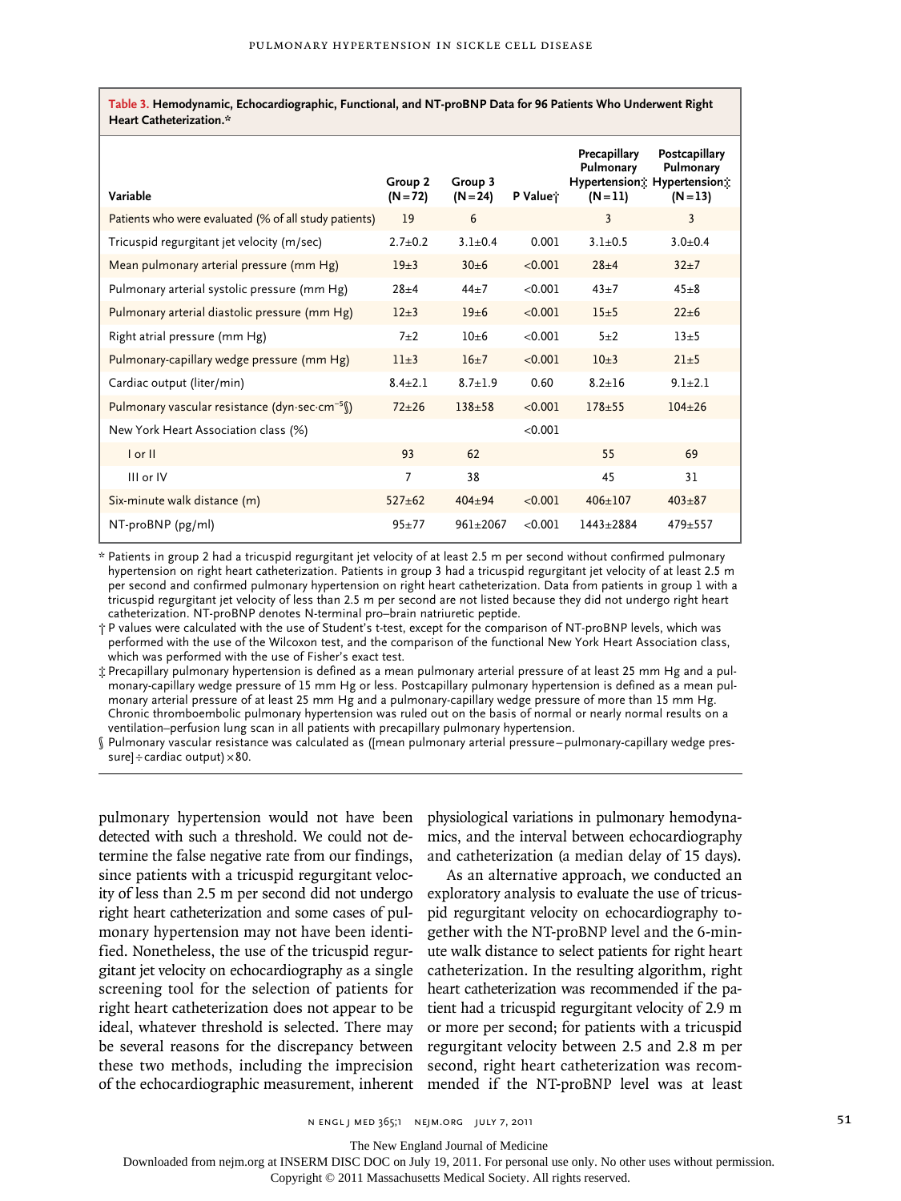**Table 3. Hemodynamic, Echocardiographic, Functional, and NT-proBNP Data for 96 Patients Who Underwent Right Heart Catheterization.***

| Variable | Group 2 (N=72) | Group 3 (N=24) | P Value† | Precapillary Pulmonary Hypertension‡ (N=11) | Postcapillary Pulmonary Hypertension‡ (N=13) |
|---|---|---|---|---|---|
| Patients who were evaluated (% of all study patients) | 19 | 6 | | 3 | 3 |
| Tricuspid regurgitant jet velocity (m/sec) | 2.7±0.2 | 3.1±0.4 | 0.001 | 3.1±0.5 | 3.0±0.4 |
| Mean pulmonary arterial pressure (mm Hg) | 19±3 | 30±6 | <0.001 | 28±4 | 32±7 |
| Pulmonary arterial systolic pressure (mm Hg) | 28±4 | 44±7 | <0.001 | 43±7 | 45±8 |
| Pulmonary arterial diastolic pressure (mm Hg) | 12±3 | 19±6 | <0.001 | 15±5 | 22±6 |
| Right atrial pressure (mm Hg) | 7±2 | 10±6 | <0.001 | 5±2 | 13±5 |
| Pulmonary-capillary wedge pressure (mm Hg) | 11±3 | 16±7 | <0.001 | 10±3 | 21±5 |
| Cardiac output (liter/min) | 8.4±2.1 | 8.7±1.9 | 0.60 | 8.2±16 | 9.1±2.1 |
| Pulmonary vascular resistance (dyn·sec·cm$^{-5}$§) | 72±26 | 138±58 | <0.001 | 178±55 | 104±26 |
| New York Heart Association class (%) | | | <0.001 | | |
| I or II | 93 | 62 | | 55 | 69 |
| III or IV | 7 | 38 | | 45 | 31 |
| Six-minute walk distance (m) | 527±62 | 404±94 | <0.001 | 406±107 | 403±87 |
| NT-proBNP (pg/ml) | 95±77 | 961±2067 | <0.001 | 1443±2884 | 479±557 |

\* Patients in group 2 had a tricuspid regurgitant jet velocity of at least 2.5 m per second without confirmed pulmonary hypertension on right heart catheterization. Patients in group 3 had a tricuspid regurgitant jet velocity of at least 2.5 m per second and confirmed pulmonary hypertension on right heart catheterization. Data from patients in group 1 with a tricuspid regurgitant jet velocity of less than 2.5 m per second are not listed because they did not undergo right heart catheterization. NT-proBNP denotes N-terminal pro–brain natriuretic peptide.

† P values were calculated with the use of Student's t-test, except for the comparison of NT-proBNP levels, which was performed with the use of the Wilcoxon test, and the comparison of the functional New York Heart Association class, which was performed with the use of Fisher's exact test.

‡ Precapillary pulmonary hypertension is defined as a mean pulmonary arterial pressure of at least 25 mm Hg and a pulmonary-capillary wedge pressure of 15 mm Hg or less. Postcapillary pulmonary hypertension is defined as a mean pulmonary arterial pressure of at least 25 mm Hg and a pulmonary-capillary wedge pressure of more than 15 mm Hg. Chronic thromboembolic pulmonary hypertension was ruled out on the basis of normal or nearly normal results on a ventilation–perfusion lung scan in all patients with precapillary pulmonary hypertension.

§ Pulmonary vascular resistance was calculated as ([mean pulmonary arterial pressure−pulmonary-capillary wedge pressure]÷cardiac output)×80.

pulmonary hypertension would not have been detected with such a threshold. We could not determine the false negative rate from our findings, since patients with a tricuspid regurgitant velocity of less than 2.5 m per second did not undergo right heart catheterization and some cases of pulmonary hypertension may not have been identified. Nonetheless, the use of the tricuspid regurgitant jet velocity on echocardiography as a single screening tool for the selection of patients for right heart catheterization does not appear to be ideal, whatever threshold is selected. There may be several reasons for the discrepancy between these two methods, including the imprecision of the echocardiographic measurement, inherent physiological variations in pulmonary hemodynamics, and the interval between echocardiography and catheterization (a median delay of 15 days).

As an alternative approach, we conducted an exploratory analysis to evaluate the use of tricuspid regurgitant velocity on echocardiography together with the NT-proBNP level and the 6-minute walk distance to select patients for right heart catheterization. In the resulting algorithm, right heart catheterization was recommended if the patient had a tricuspid regurgitant velocity of 2.9 m or more per second; for patients with a tricuspid regurgitant velocity between 2.5 and 2.8 m per second, right heart catheterization was recommended if the NT-proBNP level was at least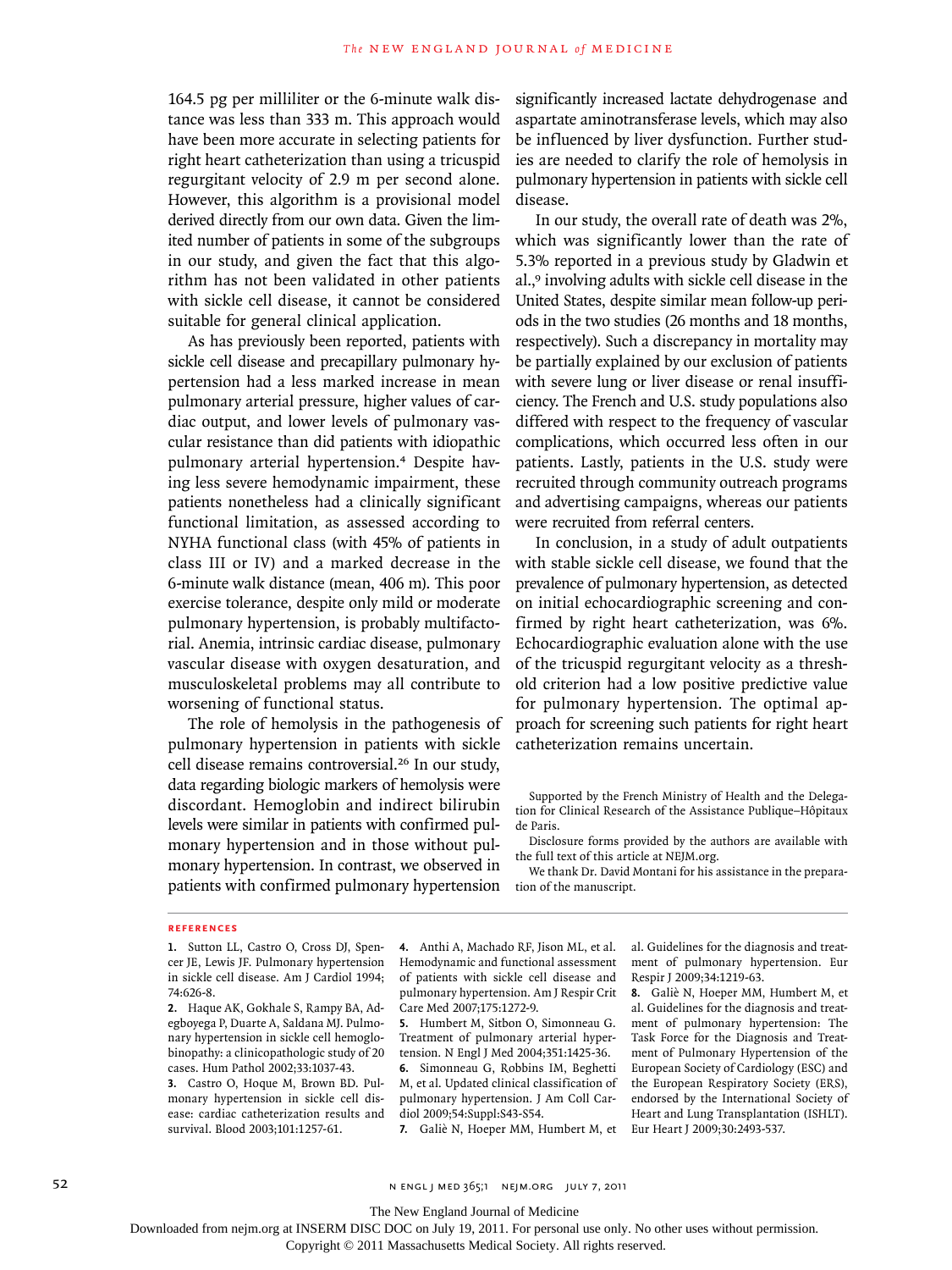164.5 pg per milliliter or the 6-minute walk distance was less than 333 m. This approach would have been more accurate in selecting patients for right heart catheterization than using a tricuspid regurgitant velocity of 2.9 m per second alone. However, this algorithm is a provisional model derived directly from our own data. Given the limited number of patients in some of the subgroups in our study, and given the fact that this algorithm has not been validated in other patients with sickle cell disease, it cannot be considered suitable for general clinical application.

As has previously been reported, patients with sickle cell disease and precapillary pulmonary hypertension had a less marked increase in mean pulmonary arterial pressure, higher values of cardiac output, and lower levels of pulmonary vascular resistance than did patients with idiopathic pulmonary arterial hypertension.[4] Despite having less severe hemodynamic impairment, these patients nonetheless had a clinically significant functional limitation, as assessed according to NYHA functional class (with 45% of patients in class III or IV) and a marked decrease in the 6-minute walk distance (mean, 406 m). This poor exercise tolerance, despite only mild or moderate pulmonary hypertension, is probably multifactorial. Anemia, intrinsic cardiac disease, pulmonary vascular disease with oxygen desaturation, and musculoskeletal problems may all contribute to worsening of functional status.

The role of hemolysis in the pathogenesis of pulmonary hypertension in patients with sickle cell disease remains controversial.[26] In our study, data regarding biologic markers of hemolysis were discordant. Hemoglobin and indirect bilirubin levels were similar in patients with confirmed pulmonary hypertension and in those without pulmonary hypertension. In contrast, we observed in patients with confirmed pulmonary hypertension significantly increased lactate dehydrogenase and aspartate aminotransferase levels, which may also be influenced by liver dysfunction. Further studies are needed to clarify the role of hemolysis in pulmonary hypertension in patients with sickle cell disease.

In our study, the overall rate of death was 2%, which was significantly lower than the rate of 5.3% reported in a previous study by Gladwin et al.,[9] involving adults with sickle cell disease in the United States, despite similar mean follow-up periods in the two studies (26 months and 18 months, respectively). Such a discrepancy in mortality may be partially explained by our exclusion of patients with severe lung or liver disease or renal insufficiency. The French and U.S. study populations also differed with respect to the frequency of vascular complications, which occurred less often in our patients. Lastly, patients in the U.S. study were recruited through community outreach programs and advertising campaigns, whereas our patients were recruited from referral centers.

In conclusion, in a study of adult outpatients with stable sickle cell disease, we found that the prevalence of pulmonary hypertension, as detected on initial echocardiographic screening and confirmed by right heart catheterization, was 6%. Echocardiographic evaluation alone with the use of the tricuspid regurgitant velocity as a threshold criterion had a low positive predictive value for pulmonary hypertension. The optimal approach for screening such patients for right heart catheterization remains uncertain.

Supported by the French Ministry of Health and the Delegation for Clinical Research of the Assistance Publique–Hôpitaux de Paris.

Disclosure forms provided by the authors are available with the full text of this article at NEJM.org.

We thank Dr. David Montani for his assistance in the preparation of the manuscript.

## References

1. Sutton LL, Castro O, Cross DJ, Spencer JE, Lewis JF. Pulmonary hypertension in sickle cell disease. Am J Cardiol 1994;74:626-8.
2. Haque AK, Gokhale S, Rampy BA, Adegboyega P, Duarte A, Saldana MJ. Pulmonary hypertension in sickle cell hemoglobinopathy: a clinicopathologic study of 20 cases. Hum Pathol 2002;33:1037-43.
3. Castro O, Hoque M, Brown BD. Pulmonary hypertension in sickle cell disease: cardiac catheterization results and survival. Blood 2003;101:1257-61.
4. Anthi A, Machado RF, Jison ML, et al. Hemodynamic and functional assessment of patients with sickle cell disease and pulmonary hypertension. Am J Respir Crit Care Med 2007;175:1272-9.
5. Humbert M, Sitbon O, Simonneau G. Treatment of pulmonary arterial hypertension. N Engl J Med 2004;351:1425-36.
6. Simonneau G, Robbins IM, Beghetti M, et al. Updated clinical classification of pulmonary hypertension. J Am Coll Cardiol 2009;54:Suppl:S43-S54.
7. Galiè N, Hoeper MM, Humbert M, et al. Guidelines for the diagnosis and treatment of pulmonary hypertension. Eur Respir J 2009;34:1219-63.
8. Galiè N, Hoeper MM, Humbert M, et al. Guidelines for the diagnosis and treatment of pulmonary hypertension: The Task Force for the Diagnosis and Treatment of Pulmonary Hypertension of the European Society of Cardiology (ESC) and the European Respiratory Society (ERS), endorsed by the International Society of Heart and Lung Transplantation (ISHLT). Eur Heart J 2009;30:2493-537.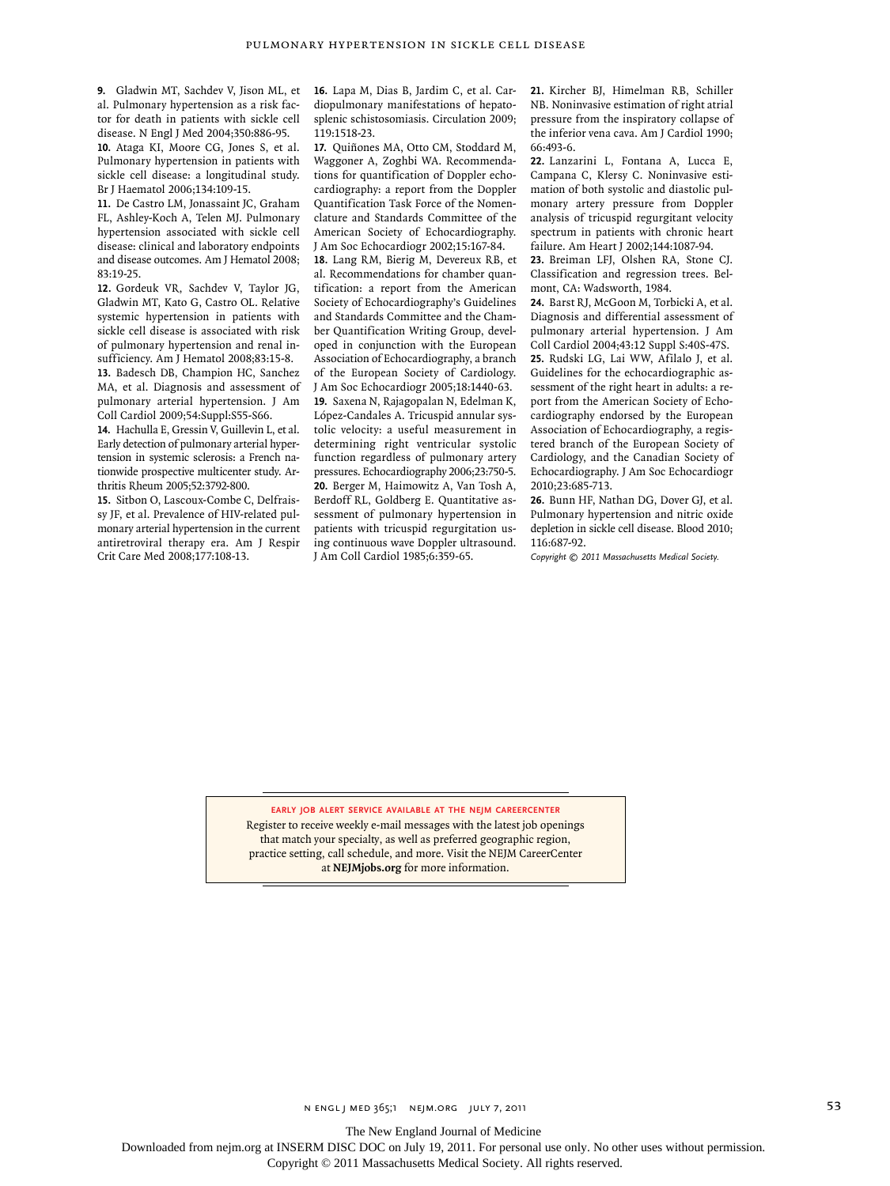9. Gladwin MT, Sachdev V, Jison ML, et al. Pulmonary hypertension as a risk factor for death in patients with sickle cell disease. N Engl J Med 2004;350:886-95.

10. Ataga KI, Moore CG, Jones S, et al. Pulmonary hypertension in patients with sickle cell disease: a longitudinal study. Br J Haematol 2006;134:109-15.

11. De Castro LM, Jonassaint JC, Graham FL, Ashley-Koch A, Telen MJ. Pulmonary hypertension associated with sickle cell disease: clinical and laboratory endpoints and disease outcomes. Am J Hematol 2008; 83:19-25.

12. Gordeuk VR, Sachdev V, Taylor JG, Gladwin MT, Kato G, Castro OL. Relative systemic hypertension in patients with sickle cell disease is associated with risk of pulmonary hypertension and renal insufficiency. Am J Hematol 2008;83:15-8.

13. Badesch DB, Champion HC, Sanchez MA, et al. Diagnosis and assessment of pulmonary arterial hypertension. J Am Coll Cardiol 2009;54:Suppl:S55-S66.

14. Hachulla E, Gressin V, Guillevin L, et al. Early detection of pulmonary arterial hypertension in systemic sclerosis: a French nationwide prospective multicenter study. Arthritis Rheum 2005;52:3792-800.

15. Sitbon O, Lascoux-Combe C, Delfraissy JF, et al. Prevalence of HIV-related pulmonary arterial hypertension in the current antiretroviral therapy era. Am J Respir Crit Care Med 2008;177:108-13.

16. Lapa M, Dias B, Jardim C, et al. Cardiopulmonary manifestations of hepatosplenic schistosomiasis. Circulation 2009; 119:1518-23.

17. Quiñones MA, Otto CM, Stoddard M, Waggoner A, Zoghbi WA. Recommendations for quantification of Doppler echocardiography: a report from the Doppler Quantification Task Force of the Nomenclature and Standards Committee of the American Society of Echocardiography. J Am Soc Echocardiogr 2002;15:167-84.

18. Lang RM, Bierig M, Devereux RB, et al. Recommendations for chamber quantification: a report from the American Society of Echocardiography's Guidelines and Standards Committee and the Chamber Quantification Writing Group, developed in conjunction with the European Association of Echocardiography, a branch of the European Society of Cardiology. J Am Soc Echocardiogr 2005;18:1440-63.

19. Saxena N, Rajagopalan N, Edelman K, López-Candales A. Tricuspid annular systolic velocity: a useful measurement in determining right ventricular systolic function regardless of pulmonary artery pressures. Echocardiography 2006;23:750-5.

20. Berger M, Haimowitz A, Van Tosh A, Berdoff RL, Goldberg E. Quantitative assessment of pulmonary hypertension in patients with tricuspid regurgitation using continuous wave Doppler ultrasound. J Am Coll Cardiol 1985;6:359-65.

21. Kircher BJ, Himelman RB, Schiller NB. Noninvasive estimation of right atrial pressure from the inspiratory collapse of the inferior vena cava. Am J Cardiol 1990; 66:493-6.

22. Lanzarini L, Fontana A, Lucca E, Campana C, Klersy C. Noninvasive estimation of both systolic and diastolic pulmonary artery pressure from Doppler analysis of tricuspid regurgitant velocity spectrum in patients with chronic heart failure. Am Heart J 2002;144:1087-94.

23. Breiman LFJ, Olshen RA, Stone CJ. Classification and regression trees. Belmont, CA: Wadsworth, 1984.

24. Barst RJ, McGoon M, Torbicki A, et al. Diagnosis and differential assessment of pulmonary arterial hypertension. J Am Coll Cardiol 2004;43:12 Suppl S:40S-47S.

25. Rudski LG, Lai WW, Afilalo J, et al. Guidelines for the echocardiographic assessment of the right heart in adults: a report from the American Society of Echocardiography endorsed by the European Association of Echocardiography, a registered branch of the European Society of Cardiology, and the Canadian Society of Echocardiography. J Am Soc Echocardiogr 2010;23:685-713.

26. Bunn HF, Nathan DG, Dover GJ, et al. Pulmonary hypertension and nitric oxide depletion in sickle cell disease. Blood 2010; 116:687-92.

*Copyright © 2011 Massachusetts Medical Society.*

EARLY JOB ALERT SERVICE AVAILABLE AT THE NEJM CAREERCENTER

Register to receive weekly e-mail messages with the latest job openings that match your specialty, as well as preferred geographic region, practice setting, call schedule, and more. Visit the NEJM CareerCenter at **NEJMjobs.org** for more information.